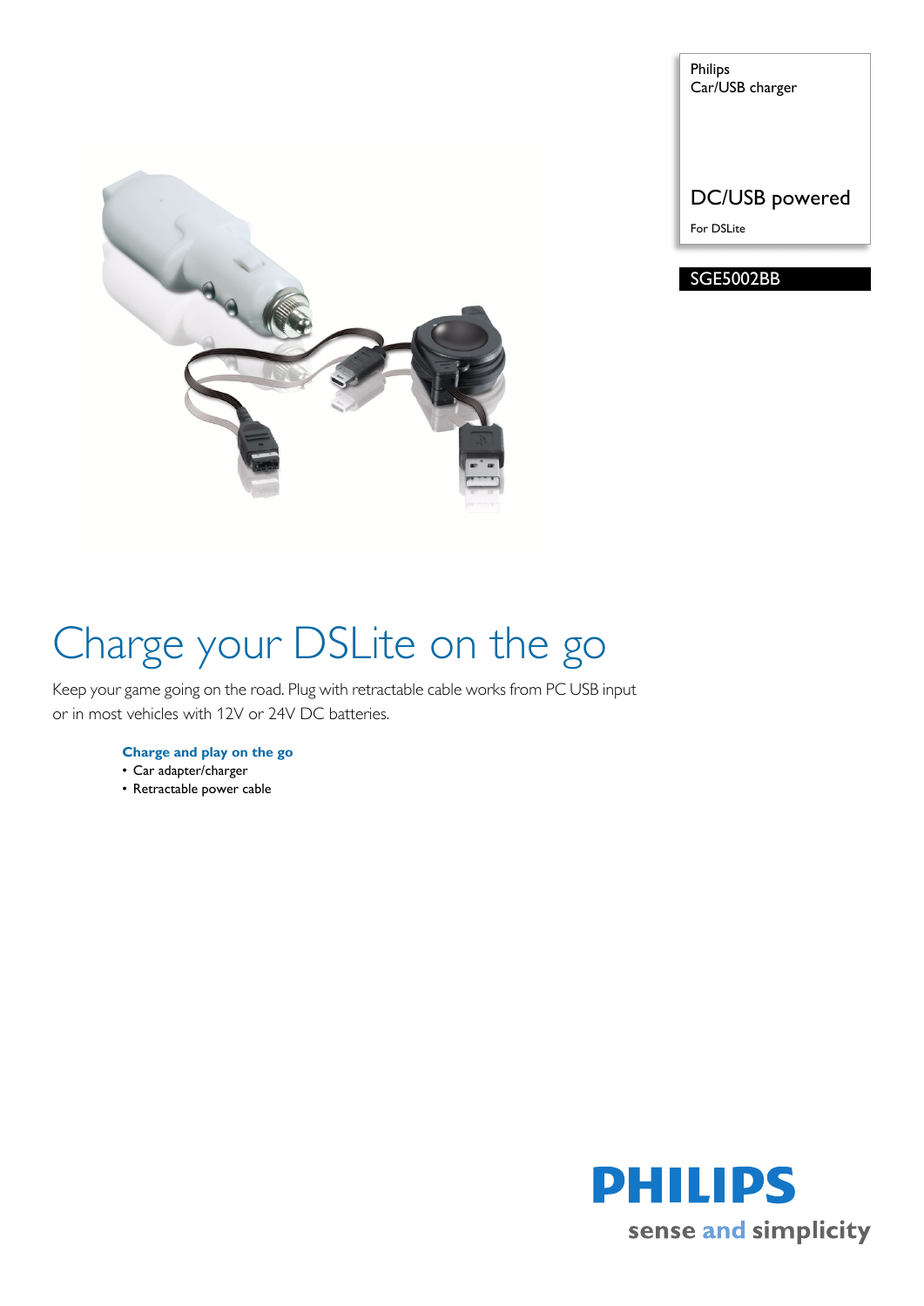Philips
Car/USB charger

DC/USB powered

For DSLite

SGE5002BB

# Charge your DSLite on the go

Keep your game going on the road. Plug with retractable cable works from PC USB input or in most vehicles with 12V or 24V DC batteries.

**Charge and play on the go**

- Car adapter/charger
- Retractable power cable

PHILIPS

sense and simplicity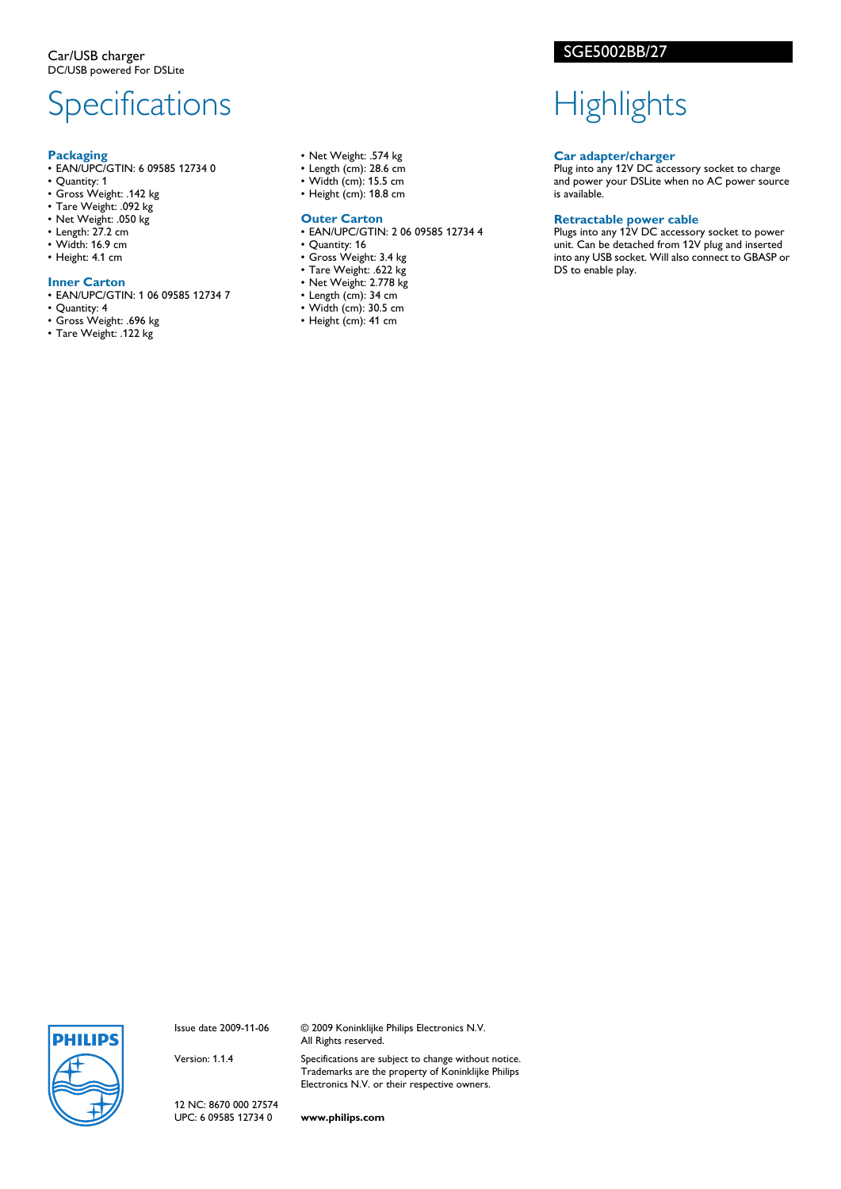Car/USB charger
DC/USB powered For DSLite

SGE5002BB/27

# Specifications

### Packaging
- EAN/UPC/GTIN: 6 09585 12734 0
- Quantity: 1
- Gross Weight: .142 kg
- Tare Weight: .092 kg
- Net Weight: .050 kg
- Length: 27.2 cm
- Width: 16.9 cm
- Height: 4.1 cm

### Inner Carton
- EAN/UPC/GTIN: 1 06 09585 12734 7
- Quantity: 4
- Gross Weight: .696 kg
- Tare Weight: .122 kg
- Net Weight: .574 kg
- Length (cm): 28.6 cm
- Width (cm): 15.5 cm
- Height (cm): 18.8 cm

### Outer Carton
- EAN/UPC/GTIN: 2 06 09585 12734 4
- Quantity: 16
- Gross Weight: 3.4 kg
- Tare Weight: .622 kg
- Net Weight: 2.778 kg
- Length (cm): 34 cm
- Width (cm): 30.5 cm
- Height (cm): 41 cm

# Highlights

### Car adapter/charger
Plug into any 12V DC accessory socket to charge and power your DSLite when no AC power source is available.

### Retractable power cable
Plugs into any 12V DC accessory socket to power unit. Can be detached from 12V plug and inserted into any USB socket. Will also connect to GBASP or DS to enable play.

Issue date 2009-11-06

Version: 1.1.4

12 NC: 8670 000 27574
UPC: 6 09585 12734 0

© 2009 Koninklijke Philips Electronics N.V.
All Rights reserved.

Specifications are subject to change without notice. Trademarks are the property of Koninklijke Philips Electronics N.V. or their respective owners.

www.philips.com